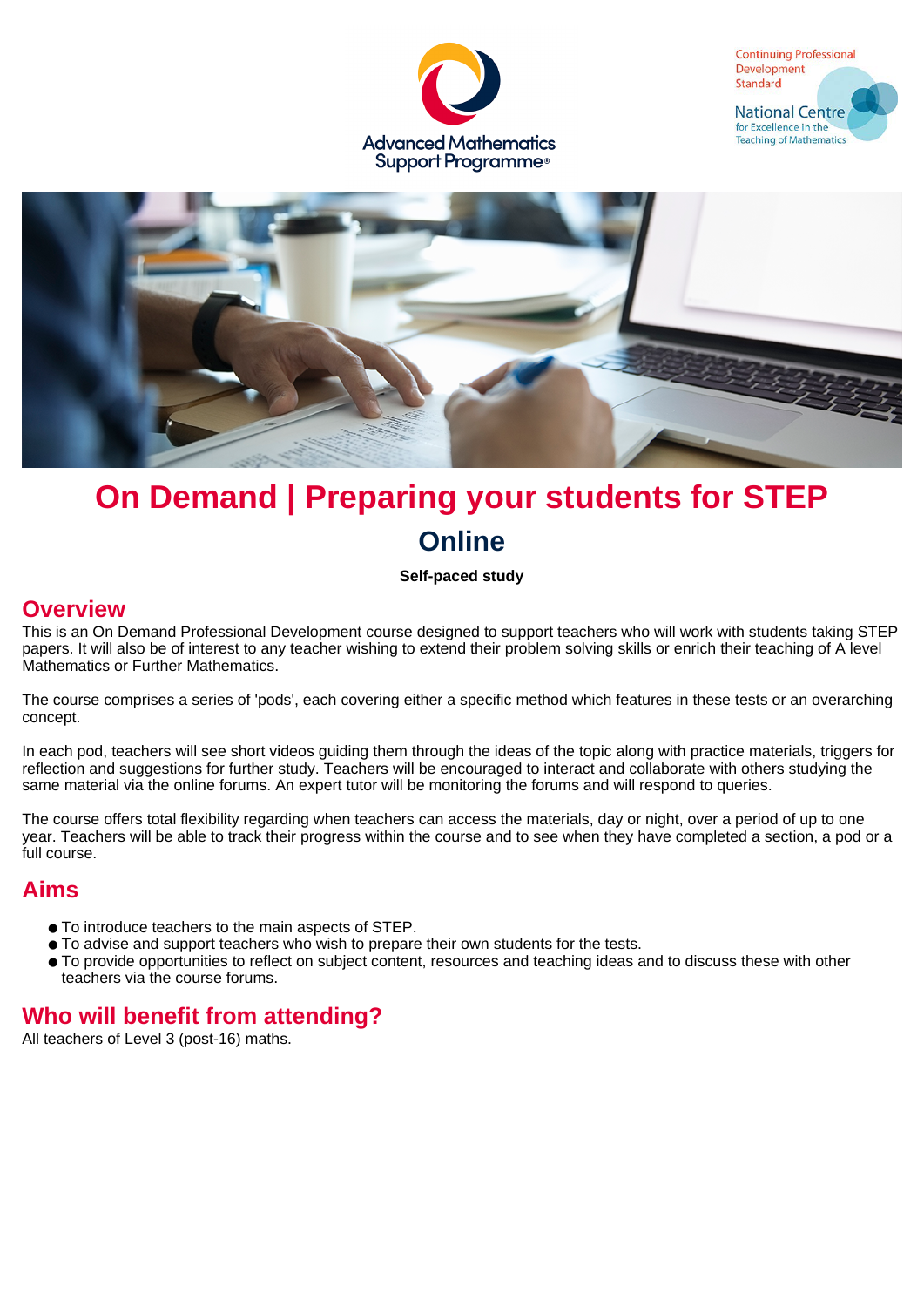# On Demand | Preparing your students for STEP

## Online

**Self-paced study**

## Overview

This is an On Demand Professional Development course designed to support teachers who will work with students taking STEP papers. It will also be of interest to any teacher wishing to extend their problem solving skills or enrich their teaching of A level Mathematics or Further Mathematics.

The course comprises a series of 'pods', each covering either a specific method which features in these tests or an overarching concept.

In each pod, teachers will see short videos guiding them through the ideas of the topic along with practice materials, triggers for reflection and suggestions for further study. Teachers will be encouraged to interact and collaborate with others studying the same material via the online forums. An expert tutor will be monitoring the forums and will respond to queries.

The course offers total flexibility regarding when teachers can access the materials, day or night, over a period of up to one year. Teachers will be able to track their progress within the course and to see when they have completed a section, a pod or a full course.

## Aims

- To introduce teachers to the main aspects of STEP.
- To advise and support teachers who wish to prepare their own students for the tests.
- To provide opportunities to reflect on subject content, resources and teaching ideas and to discuss these with other teachers via the course forums.

## Who will benefit from attending?

All teachers of Level 3 (post-16) maths.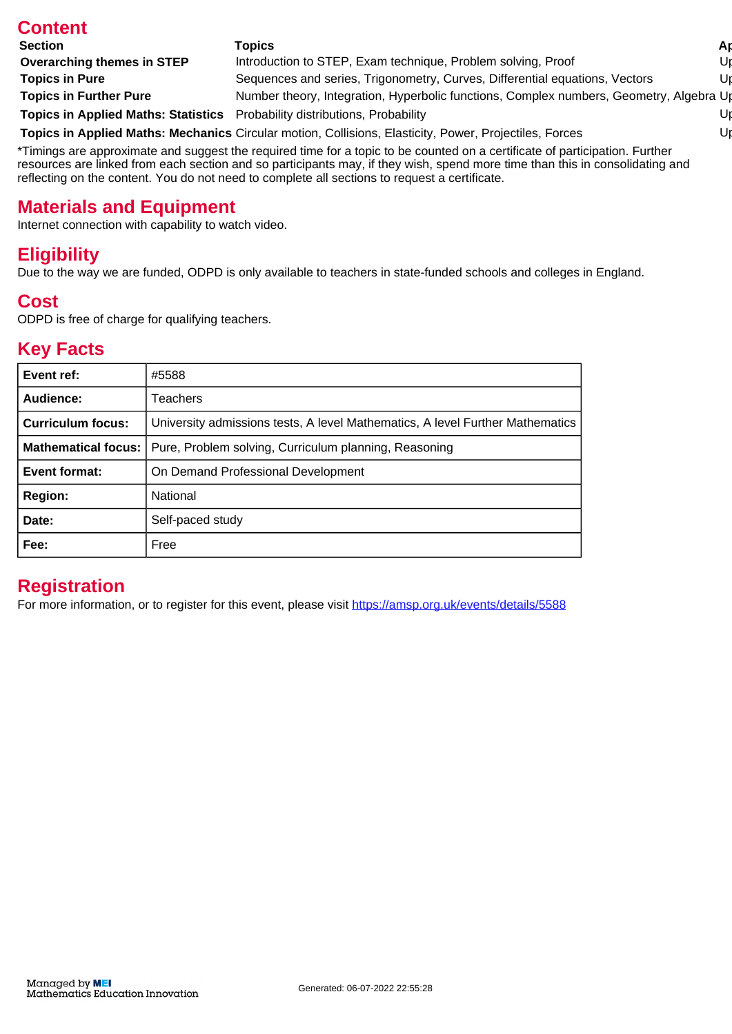## Content

| Section | Topics | Ap |
|---|---|---|
| **Overarching themes in STEP** | Introduction to STEP, Exam technique, Problem solving, Proof | Up |
| **Topics in Pure** | Sequences and series, Trigonometry, Curves, Differential equations, Vectors | Up |
| **Topics in Further Pure** | Number theory, Integration, Hyperbolic functions, Complex numbers, Geometry, Algebra | Up |
| **Topics in Applied Maths: Statistics** | Probability distributions, Probability | Up |
| **Topics in Applied Maths: Mechanics** | Circular motion, Collisions, Elasticity, Power, Projectiles, Forces | Up |

*Timings are approximate and suggest the required time for a topic to be counted on a certificate of participation. Further resources are linked from each section and so participants may, if they wish, spend more time than this in consolidating and reflecting on the content. You do not need to complete all sections to request a certificate.

## Materials and Equipment

Internet connection with capability to watch video.

## Eligibility

Due to the way we are funded, ODPD is only available to teachers in state-funded schools and colleges in England.

## Cost

ODPD is free of charge for qualifying teachers.

## Key Facts

| | |
|---|---|
| **Event ref:** | #5588 |
| **Audience:** | Teachers |
| **Curriculum focus:** | University admissions tests, A level Mathematics, A level Further Mathematics |
| **Mathematical focus:** | Pure, Problem solving, Curriculum planning, Reasoning |
| **Event format:** | On Demand Professional Development |
| **Region:** | National |
| **Date:** | Self-paced study |
| **Fee:** | Free |

## Registration

For more information, or to register for this event, please visit https://amsp.org.uk/events/details/5588